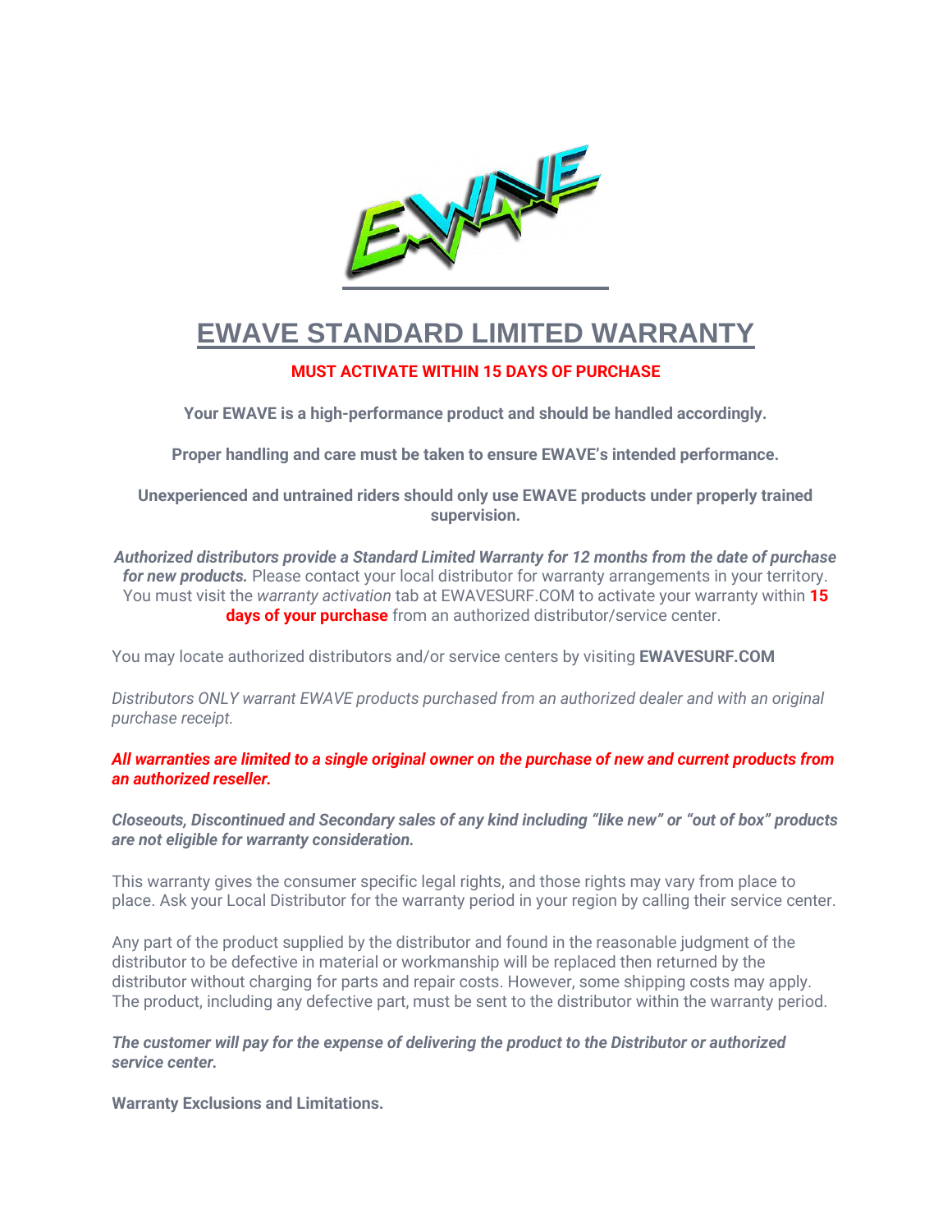# EWAVE STANDARD LIMITED WARRANTY

**MUST ACTIVATE WITHIN 15 DAYS OF PURCHASE**

**Your EWAVE is a high-performance product and should be handled accordingly.**

**Proper handling and care must be taken to ensure EWAVE's intended performance.**

**Unexperienced and untrained riders should only use EWAVE products under properly trained supervision.**

***Authorized distributors provide a Standard Limited Warranty for 12 months from the date of purchase for new products.*** Please contact your local distributor for warranty arrangements in your territory. You must visit the *warranty activation* tab at EWAVESURF.COM to activate your warranty within **15 days of your purchase** from an authorized distributor/service center.

You may locate authorized distributors and/or service centers by visiting **EWAVESURF.COM**

*Distributors ONLY warrant EWAVE products purchased from an authorized dealer and with an original purchase receipt.*

***All warranties are limited to a single original owner on the purchase of new and current products from an authorized reseller.***

***Closeouts, Discontinued and Secondary sales of any kind including "like new" or "out of box" products are not eligible for warranty consideration.***

This warranty gives the consumer specific legal rights, and those rights may vary from place to place. Ask your Local Distributor for the warranty period in your region by calling their service center.

Any part of the product supplied by the distributor and found in the reasonable judgment of the distributor to be defective in material or workmanship will be replaced then returned by the distributor without charging for parts and repair costs. However, some shipping costs may apply. The product, including any defective part, must be sent to the distributor within the warranty period.

***The customer will pay for the expense of delivering the product to the Distributor or authorized service center.***

**Warranty Exclusions and Limitations.**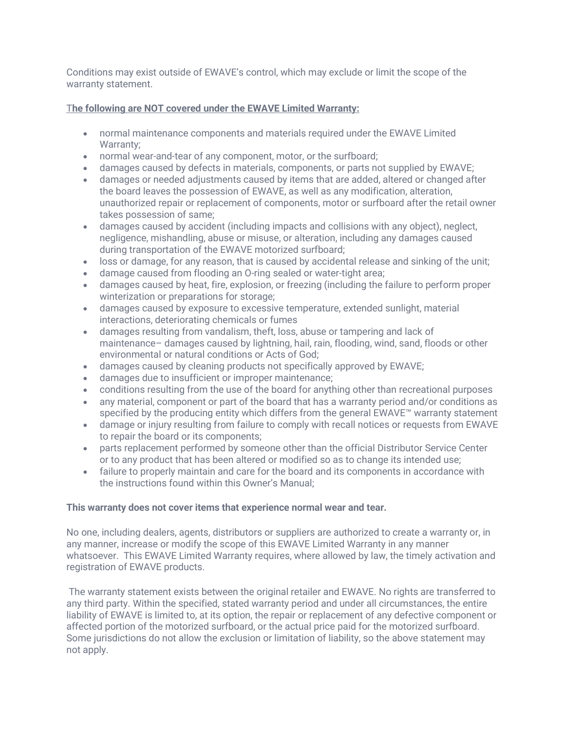Conditions may exist outside of EWAVE's control, which may exclude or limit the scope of the warranty statement.

**The following are NOT covered under the EWAVE Limited Warranty:**

- normal maintenance components and materials required under the EWAVE Limited Warranty;
- normal wear-and-tear of any component, motor, or the surfboard;
- damages caused by defects in materials, components, or parts not supplied by EWAVE;
- damages or needed adjustments caused by items that are added, altered or changed after the board leaves the possession of EWAVE, as well as any modification, alteration, unauthorized repair or replacement of components, motor or surfboard after the retail owner takes possession of same;
- damages caused by accident (including impacts and collisions with any object), neglect, negligence, mishandling, abuse or misuse, or alteration, including any damages caused during transportation of the EWAVE motorized surfboard;
- loss or damage, for any reason, that is caused by accidental release and sinking of the unit;
- damage caused from flooding an O-ring sealed or water-tight area;
- damages caused by heat, fire, explosion, or freezing (including the failure to perform proper winterization or preparations for storage;
- damages caused by exposure to excessive temperature, extended sunlight, material interactions, deteriorating chemicals or fumes
- damages resulting from vandalism, theft, loss, abuse or tampering and lack of maintenance– damages caused by lightning, hail, rain, flooding, wind, sand, floods or other environmental or natural conditions or Acts of God;
- damages caused by cleaning products not specifically approved by EWAVE;
- damages due to insufficient or improper maintenance;
- conditions resulting from the use of the board for anything other than recreational purposes
- any material, component or part of the board that has a warranty period and/or conditions as specified by the producing entity which differs from the general EWAVE™ warranty statement
- damage or injury resulting from failure to comply with recall notices or requests from EWAVE to repair the board or its components;
- parts replacement performed by someone other than the official Distributor Service Center or to any product that has been altered or modified so as to change its intended use;
- failure to properly maintain and care for the board and its components in accordance with the instructions found within this Owner's Manual;

**This warranty does not cover items that experience normal wear and tear.**

No one, including dealers, agents, distributors or suppliers are authorized to create a warranty or, in any manner, increase or modify the scope of this EWAVE Limited Warranty in any manner whatsoever. This EWAVE Limited Warranty requires, where allowed by law, the timely activation and registration of EWAVE products.

The warranty statement exists between the original retailer and EWAVE. No rights are transferred to any third party. Within the specified, stated warranty period and under all circumstances, the entire liability of EWAVE is limited to, at its option, the repair or replacement of any defective component or affected portion of the motorized surfboard, or the actual price paid for the motorized surfboard. Some jurisdictions do not allow the exclusion or limitation of liability, so the above statement may not apply.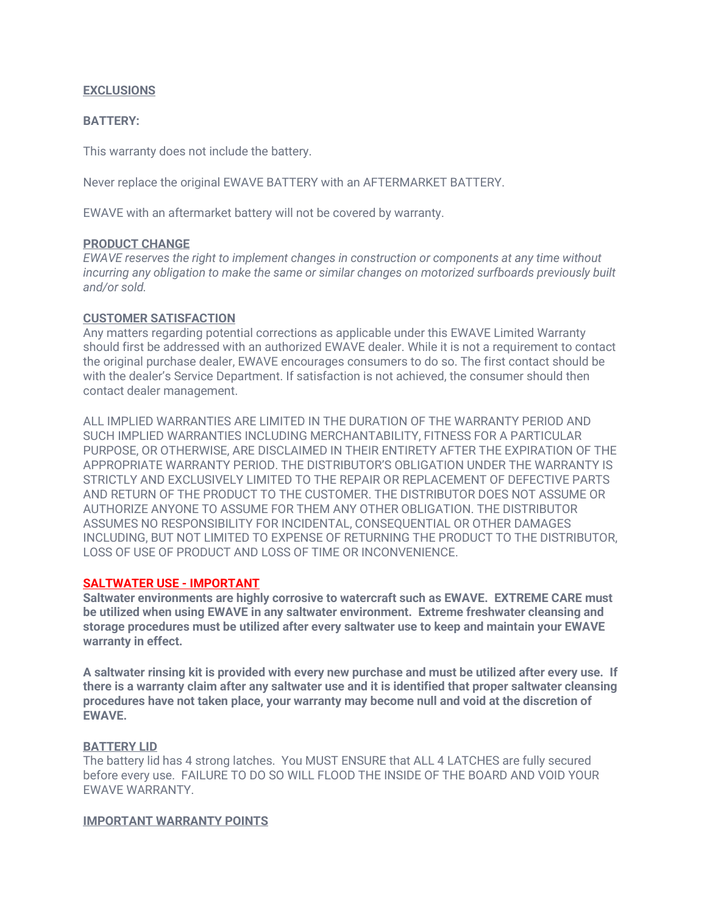## EXCLUSIONS

**BATTERY:**

This warranty does not include the battery.

Never replace the original EWAVE BATTERY with an AFTERMARKET BATTERY.

EWAVE with an aftermarket battery will not be covered by warranty.

### PRODUCT CHANGE

*EWAVE reserves the right to implement changes in construction or components at any time without incurring any obligation to make the same or similar changes on motorized surfboards previously built and/or sold.*

### CUSTOMER SATISFACTION

Any matters regarding potential corrections as applicable under this EWAVE Limited Warranty should first be addressed with an authorized EWAVE dealer. While it is not a requirement to contact the original purchase dealer, EWAVE encourages consumers to do so. The first contact should be with the dealer's Service Department. If satisfaction is not achieved, the consumer should then contact dealer management.

ALL IMPLIED WARRANTIES ARE LIMITED IN THE DURATION OF THE WARRANTY PERIOD AND SUCH IMPLIED WARRANTIES INCLUDING MERCHANTABILITY, FITNESS FOR A PARTICULAR PURPOSE, OR OTHERWISE, ARE DISCLAIMED IN THEIR ENTIRETY AFTER THE EXPIRATION OF THE APPROPRIATE WARRANTY PERIOD. THE DISTRIBUTOR'S OBLIGATION UNDER THE WARRANTY IS STRICTLY AND EXCLUSIVELY LIMITED TO THE REPAIR OR REPLACEMENT OF DEFECTIVE PARTS AND RETURN OF THE PRODUCT TO THE CUSTOMER. THE DISTRIBUTOR DOES NOT ASSUME OR AUTHORIZE ANYONE TO ASSUME FOR THEM ANY OTHER OBLIGATION. THE DISTRIBUTOR ASSUMES NO RESPONSIBILITY FOR INCIDENTAL, CONSEQUENTIAL OR OTHER DAMAGES INCLUDING, BUT NOT LIMITED TO EXPENSE OF RETURNING THE PRODUCT TO THE DISTRIBUTOR, LOSS OF USE OF PRODUCT AND LOSS OF TIME OR INCONVENIENCE.

### SALTWATER USE - IMPORTANT

**Saltwater environments are highly corrosive to watercraft such as EWAVE. EXTREME CARE must be utilized when using EWAVE in any saltwater environment. Extreme freshwater cleansing and storage procedures must be utilized after every saltwater use to keep and maintain your EWAVE warranty in effect.**

**A saltwater rinsing kit is provided with every new purchase and must be utilized after every use. If there is a warranty claim after any saltwater use and it is identified that proper saltwater cleansing procedures have not taken place, your warranty may become null and void at the discretion of EWAVE.**

### BATTERY LID

The battery lid has 4 strong latches. You MUST ENSURE that ALL 4 LATCHES are fully secured before every use. FAILURE TO DO SO WILL FLOOD THE INSIDE OF THE BOARD AND VOID YOUR EWAVE WARRANTY.

### IMPORTANT WARRANTY POINTS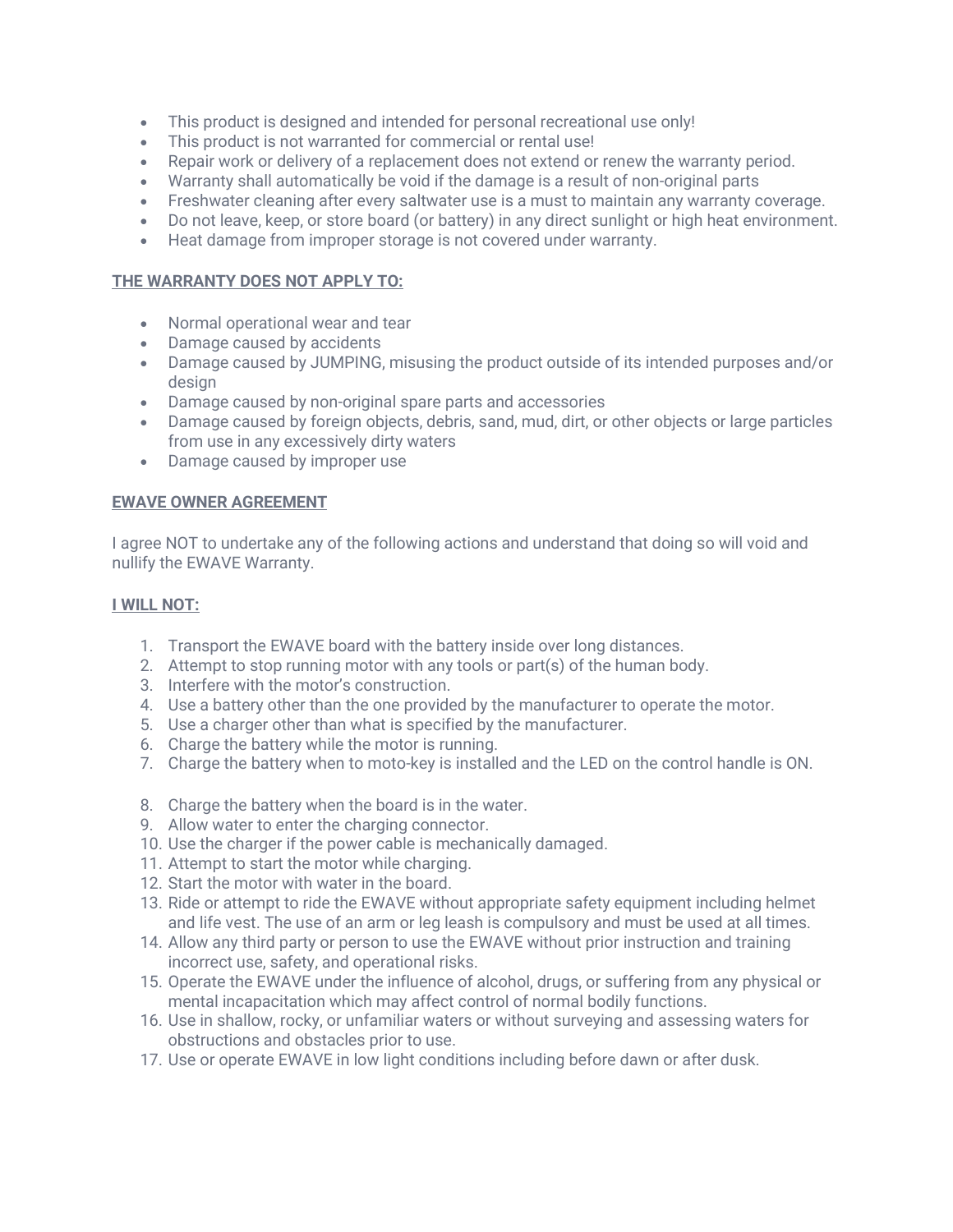- This product is designed and intended for personal recreational use only!
- This product is not warranted for commercial or rental use!
- Repair work or delivery of a replacement does not extend or renew the warranty period.
- Warranty shall automatically be void if the damage is a result of non-original parts
- Freshwater cleaning after every saltwater use is a must to maintain any warranty coverage.
- Do not leave, keep, or store board (or battery) in any direct sunlight or high heat environment.
- Heat damage from improper storage is not covered under warranty.

**THE WARRANTY DOES NOT APPLY TO:**

- Normal operational wear and tear
- Damage caused by accidents
- Damage caused by JUMPING, misusing the product outside of its intended purposes and/or design
- Damage caused by non-original spare parts and accessories
- Damage caused by foreign objects, debris, sand, mud, dirt, or other objects or large particles from use in any excessively dirty waters
- Damage caused by improper use

**EWAVE OWNER AGREEMENT**

I agree NOT to undertake any of the following actions and understand that doing so will void and nullify the EWAVE Warranty.

**I WILL NOT:**

1. Transport the EWAVE board with the battery inside over long distances.
2. Attempt to stop running motor with any tools or part(s) of the human body.
3. Interfere with the motor's construction.
4. Use a battery other than the one provided by the manufacturer to operate the motor.
5. Use a charger other than what is specified by the manufacturer.
6. Charge the battery while the motor is running.
7. Charge the battery when to moto-key is installed and the LED on the control handle is ON.
8. Charge the battery when the board is in the water.
9. Allow water to enter the charging connector.
10. Use the charger if the power cable is mechanically damaged.
11. Attempt to start the motor while charging.
12. Start the motor with water in the board.
13. Ride or attempt to ride the EWAVE without appropriate safety equipment including helmet and life vest. The use of an arm or leg leash is compulsory and must be used at all times.
14. Allow any third party or person to use the EWAVE without prior instruction and training incorrect use, safety, and operational risks.
15. Operate the EWAVE under the influence of alcohol, drugs, or suffering from any physical or mental incapacitation which may affect control of normal bodily functions.
16. Use in shallow, rocky, or unfamiliar waters or without surveying and assessing waters for obstructions and obstacles prior to use.
17. Use or operate EWAVE in low light conditions including before dawn or after dusk.